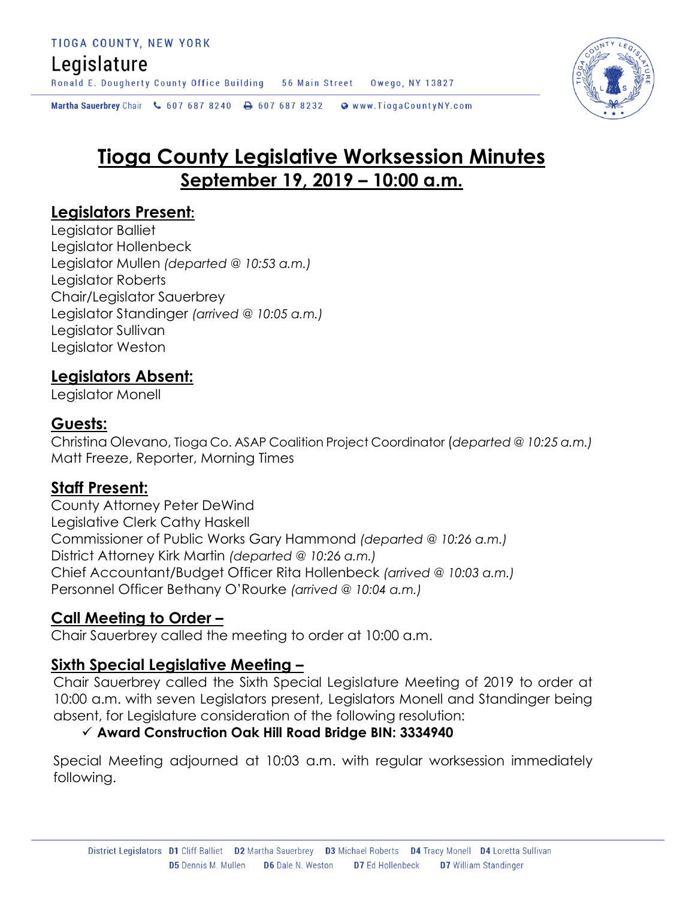TIOGA COUNTY, NEW YORK

Legislature

Ronald E. Dougherty County Office Building 56 Main Street Owego, NY 13827

Martha Sauerbrey Chair 607 687 8240 607 687 8232 www.TiogaCountyNY.com

# Tioga County Legislative Worksession Minutes
## September 19, 2019 – 10:00 a.m.

### Legislators Present:

Legislator Balliet
Legislator Hollenbeck
Legislator Mullen *(departed @ 10:53 a.m.)*
Legislator Roberts
Chair/Legislator Sauerbrey
Legislator Standinger *(arrived @ 10:05 a.m.)*
Legislator Sullivan
Legislator Weston

### Legislators Absent:

Legislator Monell

### Guests:

Christina Olevano, Tioga Co. ASAP Coalition Project Coordinator (*departed @ 10:25 a.m.)*
Matt Freeze, Reporter, Morning Times

### Staff Present:

County Attorney Peter DeWind
Legislative Clerk Cathy Haskell
Commissioner of Public Works Gary Hammond *(departed @ 10:26 a.m.)*
District Attorney Kirk Martin *(departed @ 10:26 a.m.)*
Chief Accountant/Budget Officer Rita Hollenbeck *(arrived @ 10:03 a.m.)*
Personnel Officer Bethany O'Rourke *(arrived @ 10:04 a.m.)*

### Call Meeting to Order –

Chair Sauerbrey called the meeting to order at 10:00 a.m.

### Sixth Special Legislative Meeting –

Chair Sauerbrey called the Sixth Special Legislature Meeting of 2019 to order at 10:00 a.m. with seven Legislators present, Legislators Monell and Standinger being absent, for Legislature consideration of the following resolution:

- ✓ **Award Construction Oak Hill Road Bridge BIN: 3334940**

Special Meeting adjourned at 10:03 a.m. with regular worksession immediately following.

District Legislators D1 Cliff Balliet D2 Martha Sauerbrey D3 Michael Roberts D4 Tracy Monell D4 Loretta Sullivan D5 Dennis M. Mullen D6 Dale N. Weston D7 Ed Hollenbeck D7 William Standinger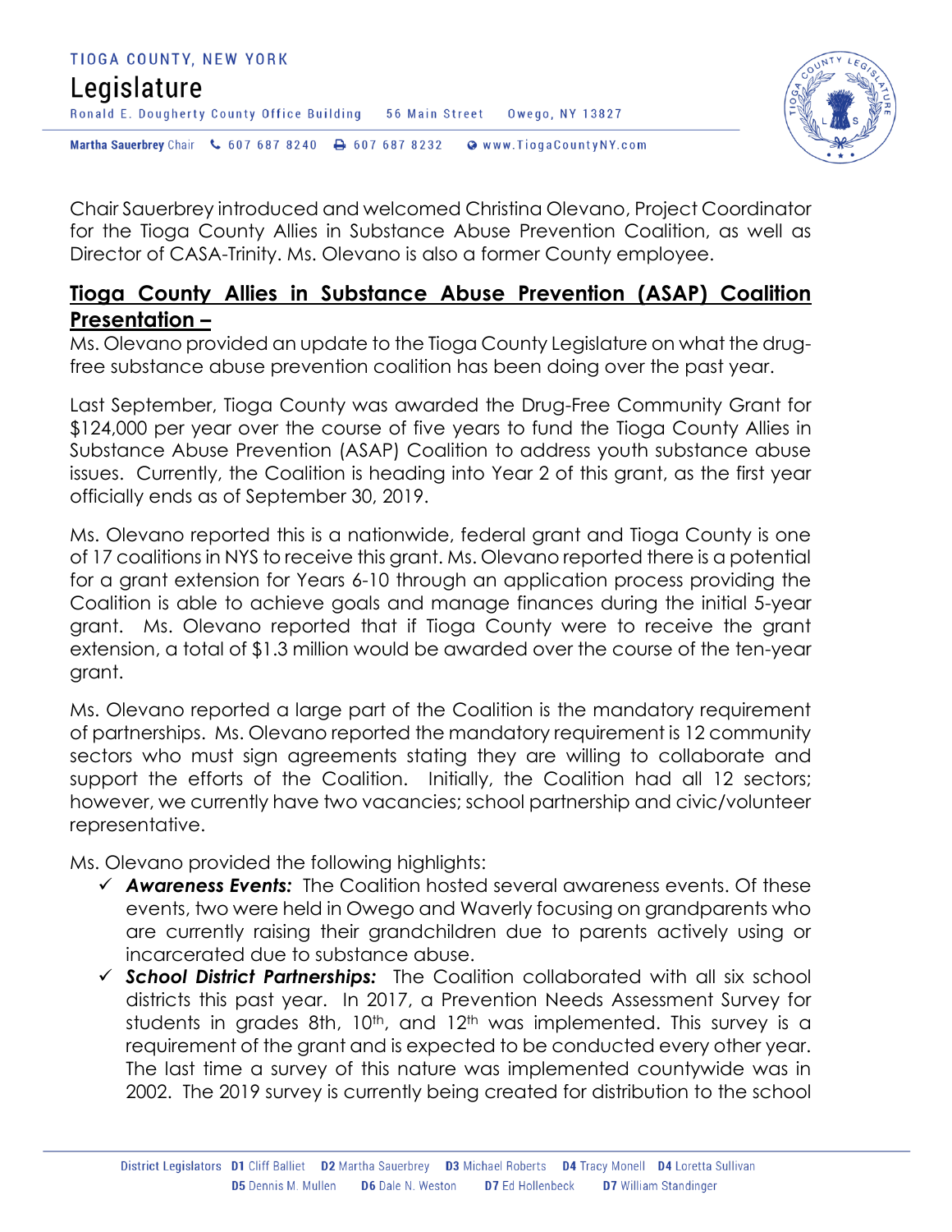Chair Sauerbrey introduced and welcomed Christina Olevano, Project Coordinator for the Tioga County Allies in Substance Abuse Prevention Coalition, as well as Director of CASA-Trinity. Ms. Olevano is also a former County employee.

**Tioga County Allies in Substance Abuse Prevention (ASAP) Coalition Presentation –**

Ms. Olevano provided an update to the Tioga County Legislature on what the drug-free substance abuse prevention coalition has been doing over the past year.

Last September, Tioga County was awarded the Drug-Free Community Grant for $124,000 per year over the course of five years to fund the Tioga County Allies in Substance Abuse Prevention (ASAP) Coalition to address youth substance abuse issues. Currently, the Coalition is heading into Year 2 of this grant, as the first year officially ends as of September 30, 2019.

Ms. Olevano reported this is a nationwide, federal grant and Tioga County is one of 17 coalitions in NYS to receive this grant. Ms. Olevano reported there is a potential for a grant extension for Years 6-10 through an application process providing the Coalition is able to achieve goals and manage finances during the initial 5-year grant. Ms. Olevano reported that if Tioga County were to receive the grant extension, a total of $1.3 million would be awarded over the course of the ten-year grant.

Ms. Olevano reported a large part of the Coalition is the mandatory requirement of partnerships. Ms. Olevano reported the mandatory requirement is 12 community sectors who must sign agreements stating they are willing to collaborate and support the efforts of the Coalition. Initially, the Coalition had all 12 sectors; however, we currently have two vacancies; school partnership and civic/volunteer representative.

Ms. Olevano provided the following highlights:

- ✓ ***Awareness Events:*** The Coalition hosted several awareness events. Of these events, two were held in Owego and Waverly focusing on grandparents who are currently raising their grandchildren due to parents actively using or incarcerated due to substance abuse.
- ✓ ***School District Partnerships:*** The Coalition collaborated with all six school districts this past year. In 2017, a Prevention Needs Assessment Survey for students in grades 8th, 10th, and 12th was implemented. This survey is a requirement of the grant and is expected to be conducted every other year. The last time a survey of this nature was implemented countywide was in 2002. The 2019 survey is currently being created for distribution to the school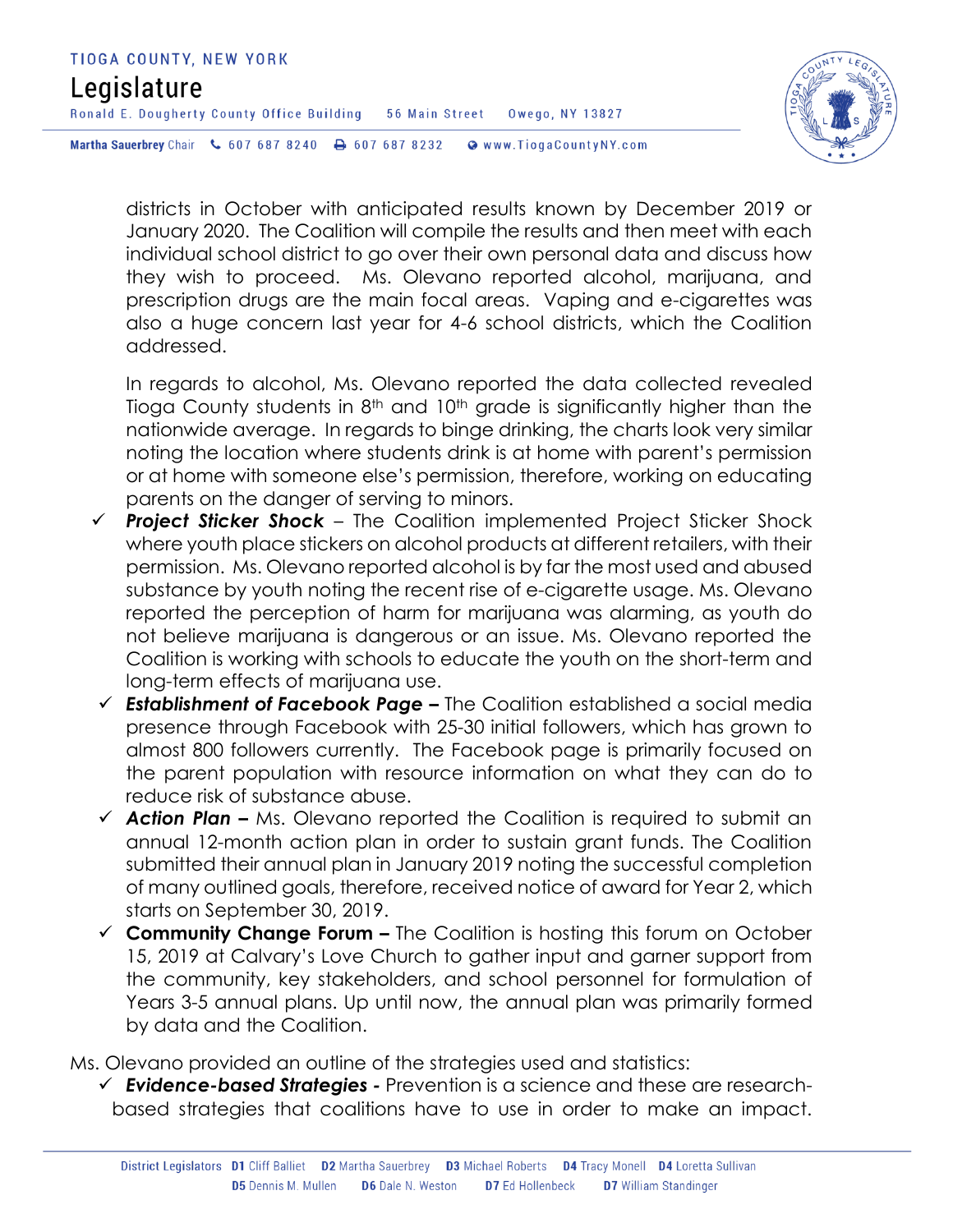districts in October with anticipated results known by December 2019 or January 2020. The Coalition will compile the results and then meet with each individual school district to go over their own personal data and discuss how they wish to proceed. Ms. Olevano reported alcohol, marijuana, and prescription drugs are the main focal areas. Vaping and e-cigarettes was also a huge concern last year for 4-6 school districts, which the Coalition addressed.

In regards to alcohol, Ms. Olevano reported the data collected revealed Tioga County students in 8th and 10th grade is significantly higher than the nationwide average. In regards to binge drinking, the charts look very similar noting the location where students drink is at home with parent's permission or at home with someone else's permission, therefore, working on educating parents on the danger of serving to minors.

- ✓ ***Project Sticker Shock*** – The Coalition implemented Project Sticker Shock where youth place stickers on alcohol products at different retailers, with their permission. Ms. Olevano reported alcohol is by far the most used and abused substance by youth noting the recent rise of e-cigarette usage. Ms. Olevano reported the perception of harm for marijuana was alarming, as youth do not believe marijuana is dangerous or an issue. Ms. Olevano reported the Coalition is working with schools to educate the youth on the short-term and long-term effects of marijuana use.
- ✓ ***Establishment of Facebook Page –*** The Coalition established a social media presence through Facebook with 25-30 initial followers, which has grown to almost 800 followers currently. The Facebook page is primarily focused on the parent population with resource information on what they can do to reduce risk of substance abuse.
- ✓ ***Action Plan –*** Ms. Olevano reported the Coalition is required to submit an annual 12-month action plan in order to sustain grant funds. The Coalition submitted their annual plan in January 2019 noting the successful completion of many outlined goals, therefore, received notice of award for Year 2, which starts on September 30, 2019.
- ✓ **Community Change Forum –** The Coalition is hosting this forum on October 15, 2019 at Calvary's Love Church to gather input and garner support from the community, key stakeholders, and school personnel for formulation of Years 3-5 annual plans. Up until now, the annual plan was primarily formed by data and the Coalition.

Ms. Olevano provided an outline of the strategies used and statistics:

- ✓ ***Evidence-based Strategies -*** Prevention is a science and these are research-based strategies that coalitions have to use in order to make an impact.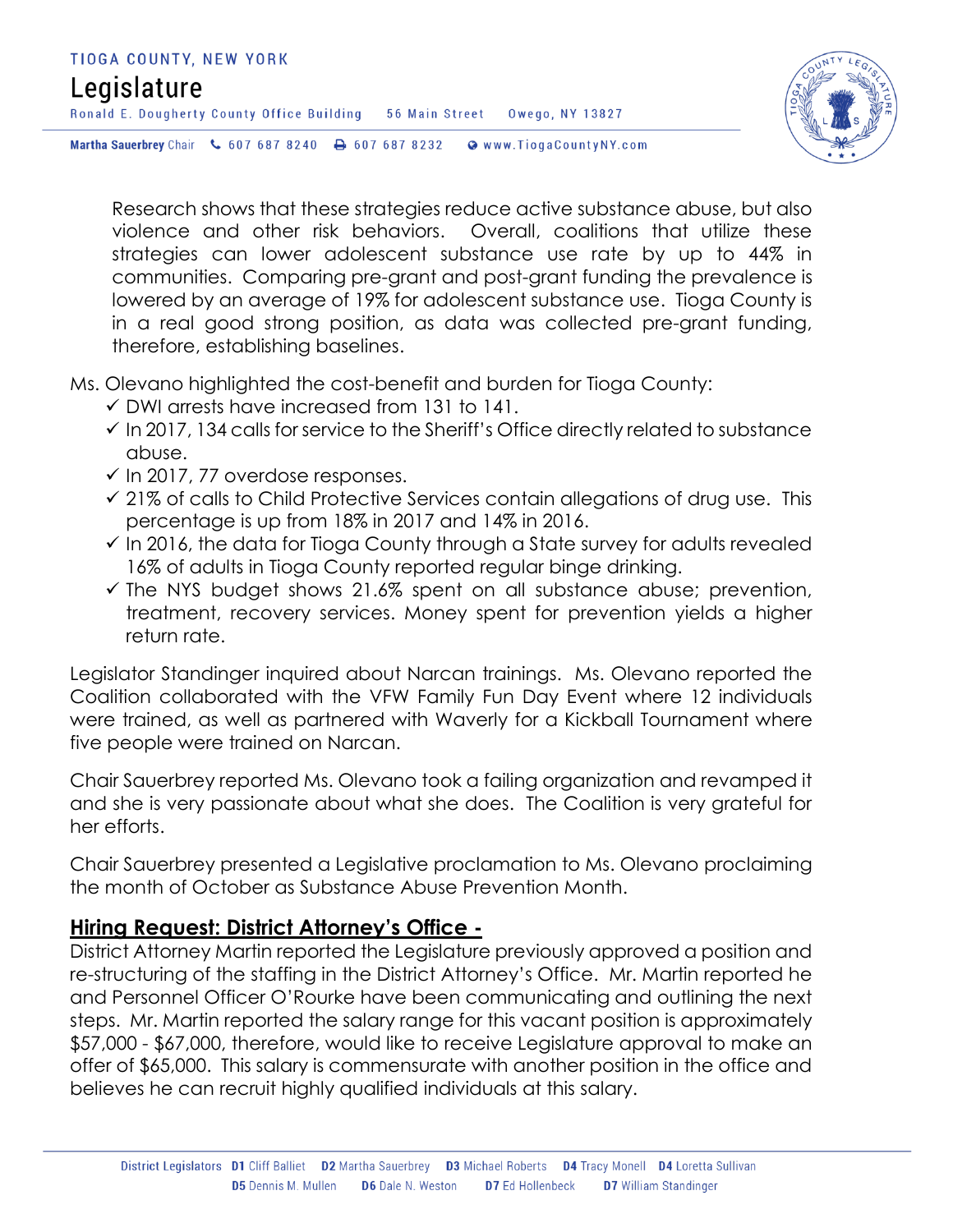Research shows that these strategies reduce active substance abuse, but also violence and other risk behaviors. Overall, coalitions that utilize these strategies can lower adolescent substance use rate by up to 44% in communities. Comparing pre-grant and post-grant funding the prevalence is lowered by an average of 19% for adolescent substance use. Tioga County is in a real good strong position, as data was collected pre-grant funding, therefore, establishing baselines.

Ms. Olevano highlighted the cost-benefit and burden for Tioga County:

- ✓ DWI arrests have increased from 131 to 141.
- ✓ In 2017, 134 calls for service to the Sheriff's Office directly related to substance abuse.
- ✓ In 2017, 77 overdose responses.
- ✓ 21% of calls to Child Protective Services contain allegations of drug use. This percentage is up from 18% in 2017 and 14% in 2016.
- ✓ In 2016, the data for Tioga County through a State survey for adults revealed 16% of adults in Tioga County reported regular binge drinking.
- ✓ The NYS budget shows 21.6% spent on all substance abuse; prevention, treatment, recovery services. Money spent for prevention yields a higher return rate.

Legislator Standinger inquired about Narcan trainings. Ms. Olevano reported the Coalition collaborated with the VFW Family Fun Day Event where 12 individuals were trained, as well as partnered with Waverly for a Kickball Tournament where five people were trained on Narcan.

Chair Sauerbrey reported Ms. Olevano took a failing organization and revamped it and she is very passionate about what she does. The Coalition is very grateful for her efforts.

Chair Sauerbrey presented a Legislative proclamation to Ms. Olevano proclaiming the month of October as Substance Abuse Prevention Month.

## Hiring Request: District Attorney's Office -

District Attorney Martin reported the Legislature previously approved a position and re-structuring of the staffing in the District Attorney's Office. Mr. Martin reported he and Personnel Officer O'Rourke have been communicating and outlining the next steps. Mr. Martin reported the salary range for this vacant position is approximately $57,000 - $67,000, therefore, would like to receive Legislature approval to make an offer of $65,000. This salary is commensurate with another position in the office and believes he can recruit highly qualified individuals at this salary.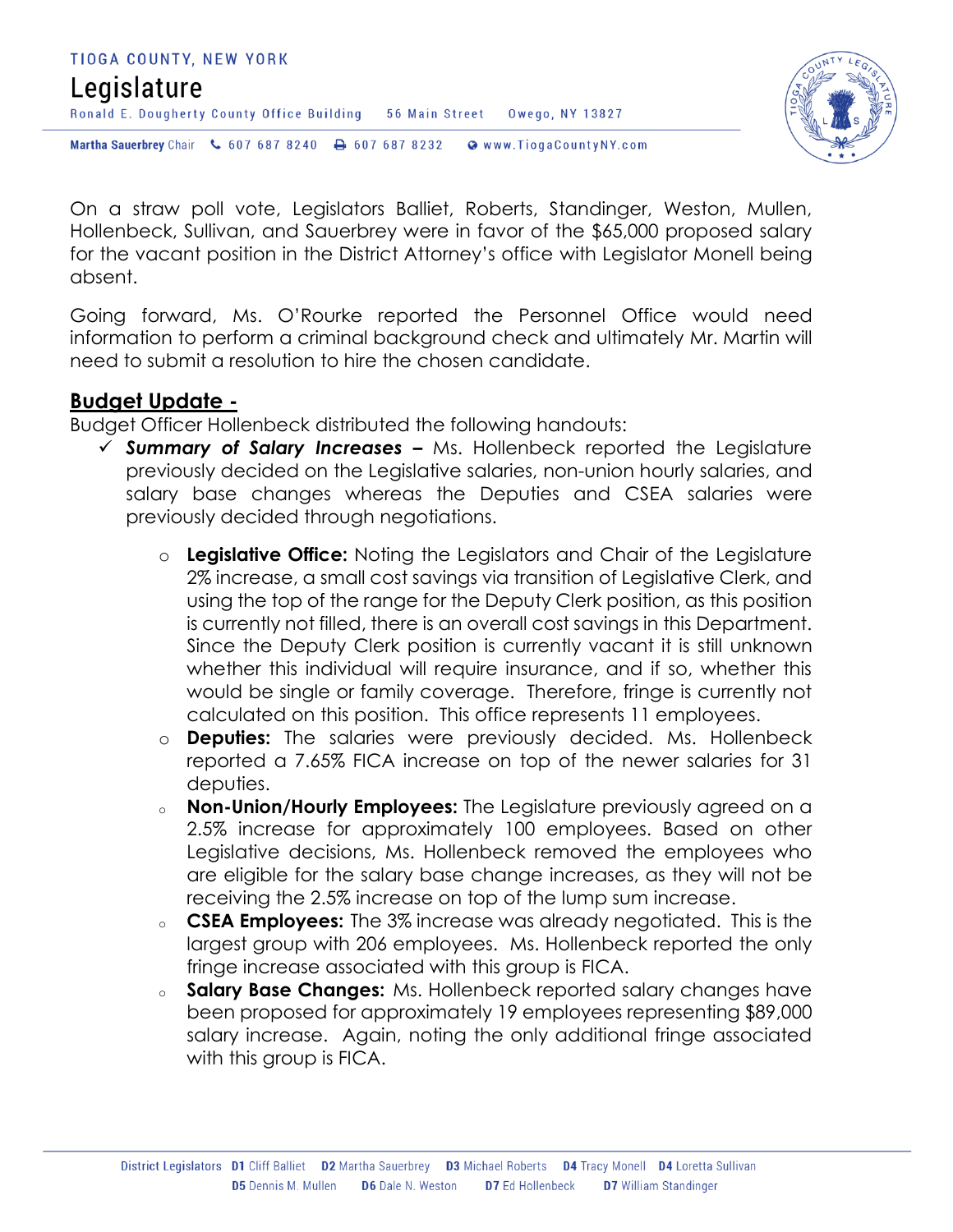On a straw poll vote, Legislators Balliet, Roberts, Standinger, Weston, Mullen, Hollenbeck, Sullivan, and Sauerbrey were in favor of the $65,000 proposed salary for the vacant position in the District Attorney's office with Legislator Monell being absent.

Going forward, Ms. O'Rourke reported the Personnel Office would need information to perform a criminal background check and ultimately Mr. Martin will need to submit a resolution to hire the chosen candidate.

**Budget Update -**

Budget Officer Hollenbeck distributed the following handouts:

- ✓ ***Summary of Salary Increases –*** Ms. Hollenbeck reported the Legislature previously decided on the Legislative salaries, non-union hourly salaries, and salary base changes whereas the Deputies and CSEA salaries were previously decided through negotiations.
    - **Legislative Office:** Noting the Legislators and Chair of the Legislature 2% increase, a small cost savings via transition of Legislative Clerk, and using the top of the range for the Deputy Clerk position, as this position is currently not filled, there is an overall cost savings in this Department. Since the Deputy Clerk position is currently vacant it is still unknown whether this individual will require insurance, and if so, whether this would be single or family coverage. Therefore, fringe is currently not calculated on this position. This office represents 11 employees.
    - **Deputies:** The salaries were previously decided. Ms. Hollenbeck reported a 7.65% FICA increase on top of the newer salaries for 31 deputies.
    - **Non-Union/Hourly Employees:** The Legislature previously agreed on a 2.5% increase for approximately 100 employees. Based on other Legislative decisions, Ms. Hollenbeck removed the employees who are eligible for the salary base change increases, as they will not be receiving the 2.5% increase on top of the lump sum increase.
    - **CSEA Employees:** The 3% increase was already negotiated. This is the largest group with 206 employees. Ms. Hollenbeck reported the only fringe increase associated with this group is FICA.
    - **Salary Base Changes:** Ms. Hollenbeck reported salary changes have been proposed for approximately 19 employees representing $89,000 salary increase. Again, noting the only additional fringe associated with this group is FICA.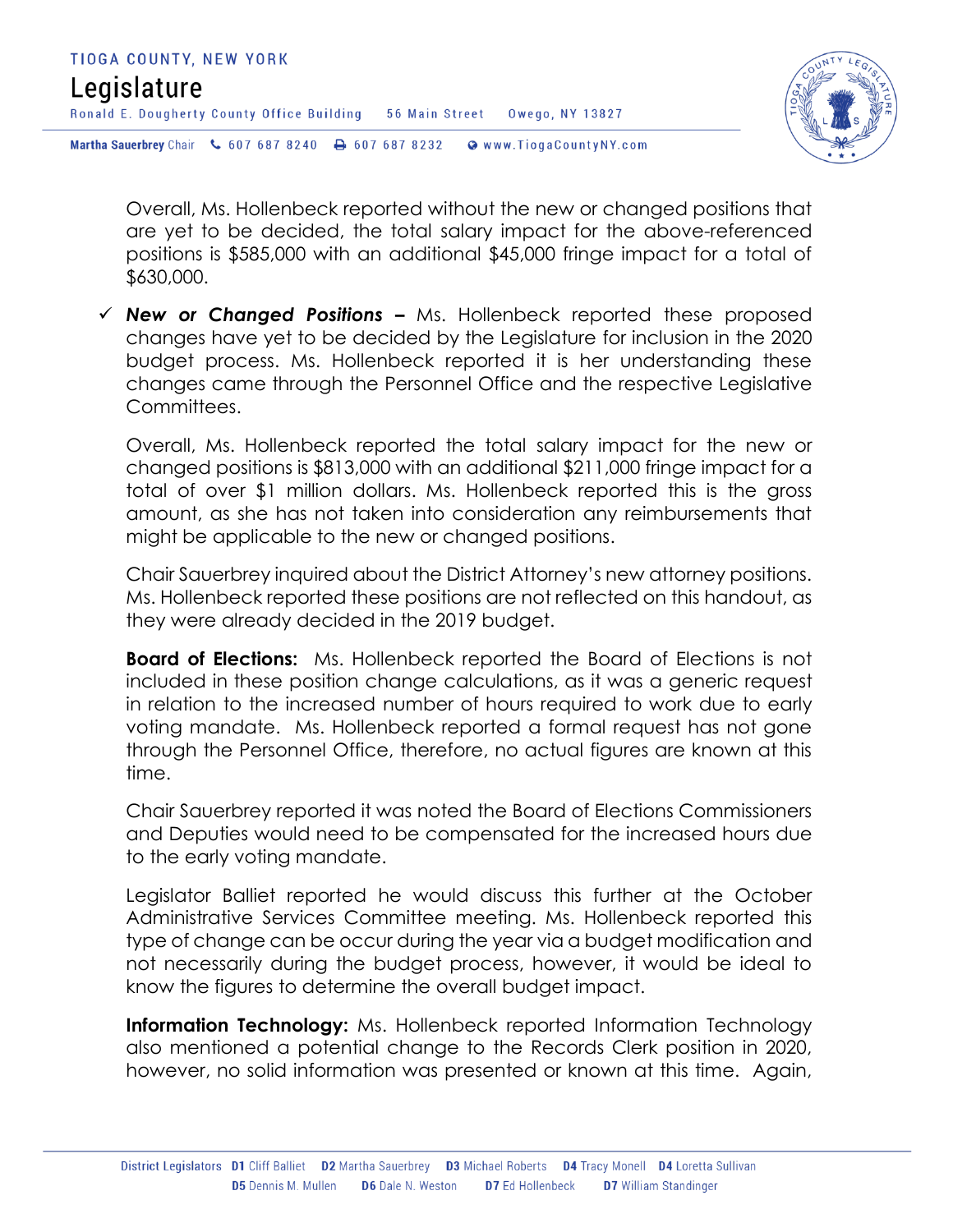Overall, Ms. Hollenbeck reported without the new or changed positions that are yet to be decided, the total salary impact for the above-referenced positions is $585,000 with an additional $45,000 fringe impact for a total of $630,000.

- ✓ ***New or Changed Positions –*** Ms. Hollenbeck reported these proposed changes have yet to be decided by the Legislature for inclusion in the 2020 budget process. Ms. Hollenbeck reported it is her understanding these changes came through the Personnel Office and the respective Legislative Committees.

  Overall, Ms. Hollenbeck reported the total salary impact for the new or changed positions is $813,000 with an additional $211,000 fringe impact for a total of over $1 million dollars. Ms. Hollenbeck reported this is the gross amount, as she has not taken into consideration any reimbursements that might be applicable to the new or changed positions.

  Chair Sauerbrey inquired about the District Attorney's new attorney positions. Ms. Hollenbeck reported these positions are not reflected on this handout, as they were already decided in the 2019 budget.

  **Board of Elections:** Ms. Hollenbeck reported the Board of Elections is not included in these position change calculations, as it was a generic request in relation to the increased number of hours required to work due to early voting mandate. Ms. Hollenbeck reported a formal request has not gone through the Personnel Office, therefore, no actual figures are known at this time.

  Chair Sauerbrey reported it was noted the Board of Elections Commissioners and Deputies would need to be compensated for the increased hours due to the early voting mandate.

  Legislator Balliet reported he would discuss this further at the October Administrative Services Committee meeting. Ms. Hollenbeck reported this type of change can be occur during the year via a budget modification and not necessarily during the budget process, however, it would be ideal to know the figures to determine the overall budget impact.

  **Information Technology:** Ms. Hollenbeck reported Information Technology also mentioned a potential change to the Records Clerk position in 2020, however, no solid information was presented or known at this time. Again,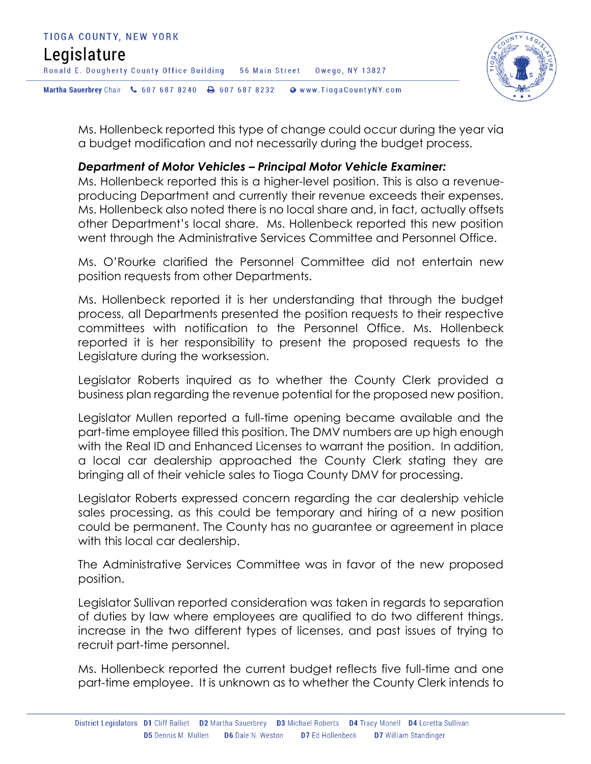Ms. Hollenbeck reported this type of change could occur during the year via a budget modification and not necessarily during the budget process.

***Department of Motor Vehicles – Principal Motor Vehicle Examiner:***
Ms. Hollenbeck reported this is a higher-level position. This is also a revenue-producing Department and currently their revenue exceeds their expenses. Ms. Hollenbeck also noted there is no local share and, in fact, actually offsets other Department's local share. Ms. Hollenbeck reported this new position went through the Administrative Services Committee and Personnel Office.

Ms. O'Rourke clarified the Personnel Committee did not entertain new position requests from other Departments.

Ms. Hollenbeck reported it is her understanding that through the budget process, all Departments presented the position requests to their respective committees with notification to the Personnel Office. Ms. Hollenbeck reported it is her responsibility to present the proposed requests to the Legislature during the worksession.

Legislator Roberts inquired as to whether the County Clerk provided a business plan regarding the revenue potential for the proposed new position.

Legislator Mullen reported a full-time opening became available and the part-time employee filled this position. The DMV numbers are up high enough with the Real ID and Enhanced Licenses to warrant the position. In addition, a local car dealership approached the County Clerk stating they are bringing all of their vehicle sales to Tioga County DMV for processing.

Legislator Roberts expressed concern regarding the car dealership vehicle sales processing, as this could be temporary and hiring of a new position could be permanent. The County has no guarantee or agreement in place with this local car dealership.

The Administrative Services Committee was in favor of the new proposed position.

Legislator Sullivan reported consideration was taken in regards to separation of duties by law where employees are qualified to do two different things, increase in the two different types of licenses, and past issues of trying to recruit part-time personnel.

Ms. Hollenbeck reported the current budget reflects five full-time and one part-time employee. It is unknown as to whether the County Clerk intends to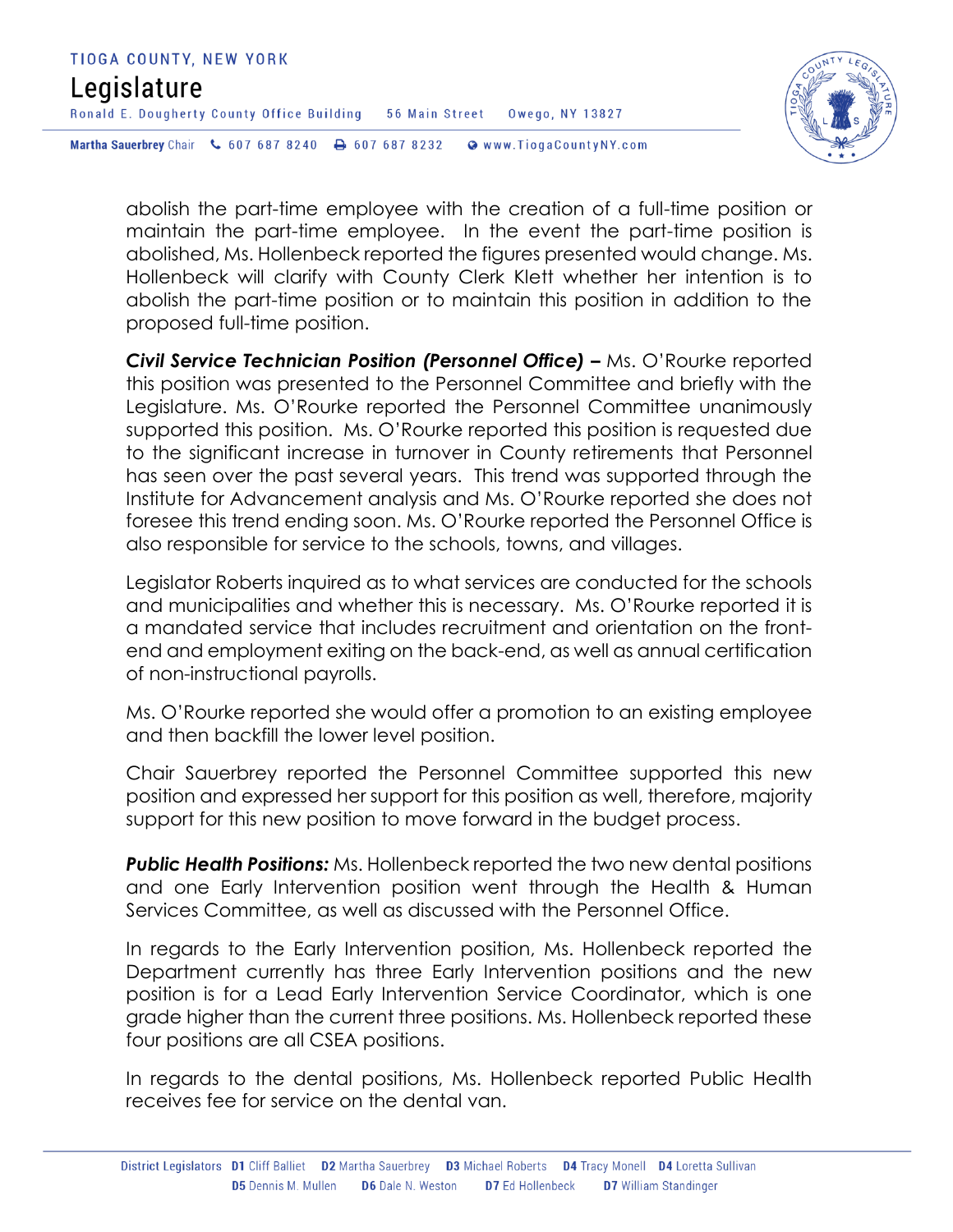abolish the part-time employee with the creation of a full-time position or maintain the part-time employee. In the event the part-time position is abolished, Ms. Hollenbeck reported the figures presented would change. Ms. Hollenbeck will clarify with County Clerk Klett whether her intention is to abolish the part-time position or to maintain this position in addition to the proposed full-time position.

***Civil Service Technician Position (Personnel Office) –*** Ms. O'Rourke reported this position was presented to the Personnel Committee and briefly with the Legislature. Ms. O'Rourke reported the Personnel Committee unanimously supported this position. Ms. O'Rourke reported this position is requested due to the significant increase in turnover in County retirements that Personnel has seen over the past several years. This trend was supported through the Institute for Advancement analysis and Ms. O'Rourke reported she does not foresee this trend ending soon. Ms. O'Rourke reported the Personnel Office is also responsible for service to the schools, towns, and villages.

Legislator Roberts inquired as to what services are conducted for the schools and municipalities and whether this is necessary. Ms. O'Rourke reported it is a mandated service that includes recruitment and orientation on the front-end and employment exiting on the back-end, as well as annual certification of non-instructional payrolls.

Ms. O'Rourke reported she would offer a promotion to an existing employee and then backfill the lower level position.

Chair Sauerbrey reported the Personnel Committee supported this new position and expressed her support for this position as well, therefore, majority support for this new position to move forward in the budget process.

***Public Health Positions:*** Ms. Hollenbeck reported the two new dental positions and one Early Intervention position went through the Health & Human Services Committee, as well as discussed with the Personnel Office.

In regards to the Early Intervention position, Ms. Hollenbeck reported the Department currently has three Early Intervention positions and the new position is for a Lead Early Intervention Service Coordinator, which is one grade higher than the current three positions. Ms. Hollenbeck reported these four positions are all CSEA positions.

In regards to the dental positions, Ms. Hollenbeck reported Public Health receives fee for service on the dental van.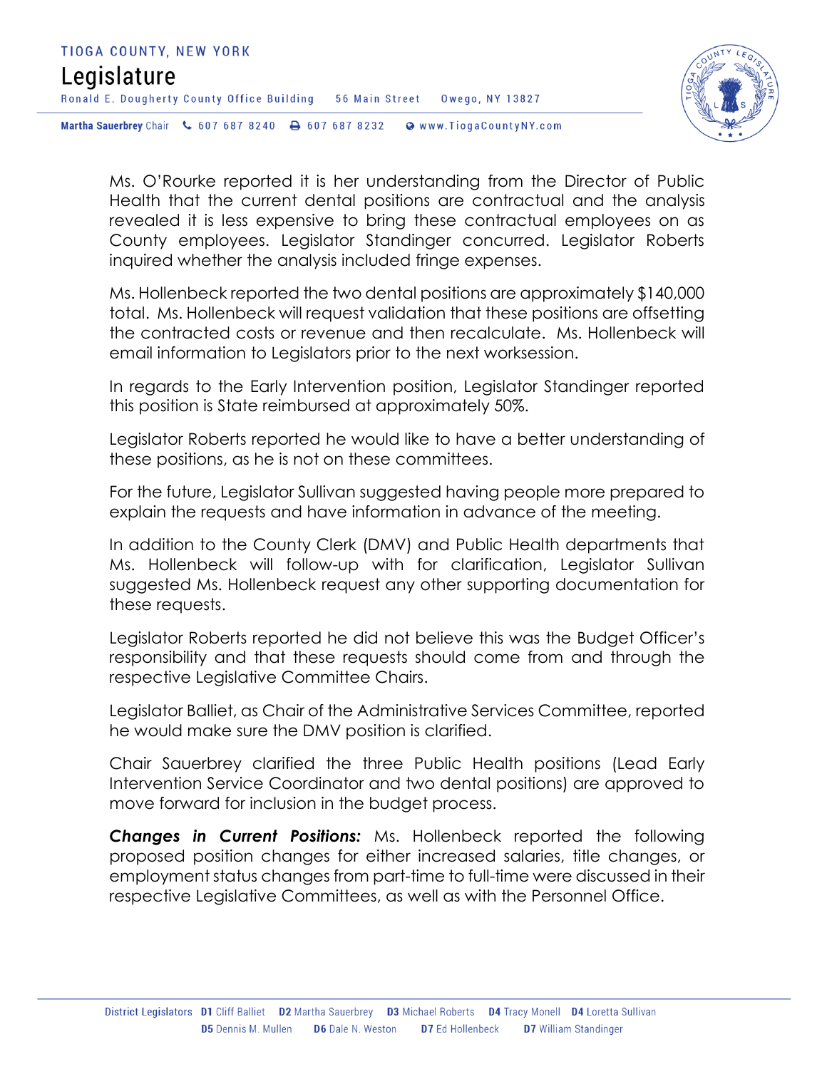Ms. O'Rourke reported it is her understanding from the Director of Public Health that the current dental positions are contractual and the analysis revealed it is less expensive to bring these contractual employees on as County employees. Legislator Standinger concurred. Legislator Roberts inquired whether the analysis included fringe expenses.

Ms. Hollenbeck reported the two dental positions are approximately $140,000 total. Ms. Hollenbeck will request validation that these positions are offsetting the contracted costs or revenue and then recalculate. Ms. Hollenbeck will email information to Legislators prior to the next worksession.

In regards to the Early Intervention position, Legislator Standinger reported this position is State reimbursed at approximately 50%.

Legislator Roberts reported he would like to have a better understanding of these positions, as he is not on these committees.

For the future, Legislator Sullivan suggested having people more prepared to explain the requests and have information in advance of the meeting.

In addition to the County Clerk (DMV) and Public Health departments that Ms. Hollenbeck will follow-up with for clarification, Legislator Sullivan suggested Ms. Hollenbeck request any other supporting documentation for these requests.

Legislator Roberts reported he did not believe this was the Budget Officer's responsibility and that these requests should come from and through the respective Legislative Committee Chairs.

Legislator Balliet, as Chair of the Administrative Services Committee, reported he would make sure the DMV position is clarified.

Chair Sauerbrey clarified the three Public Health positions (Lead Early Intervention Service Coordinator and two dental positions) are approved to move forward for inclusion in the budget process.

***Changes in Current Positions:*** Ms. Hollenbeck reported the following proposed position changes for either increased salaries, title changes, or employment status changes from part-time to full-time were discussed in their respective Legislative Committees, as well as with the Personnel Office.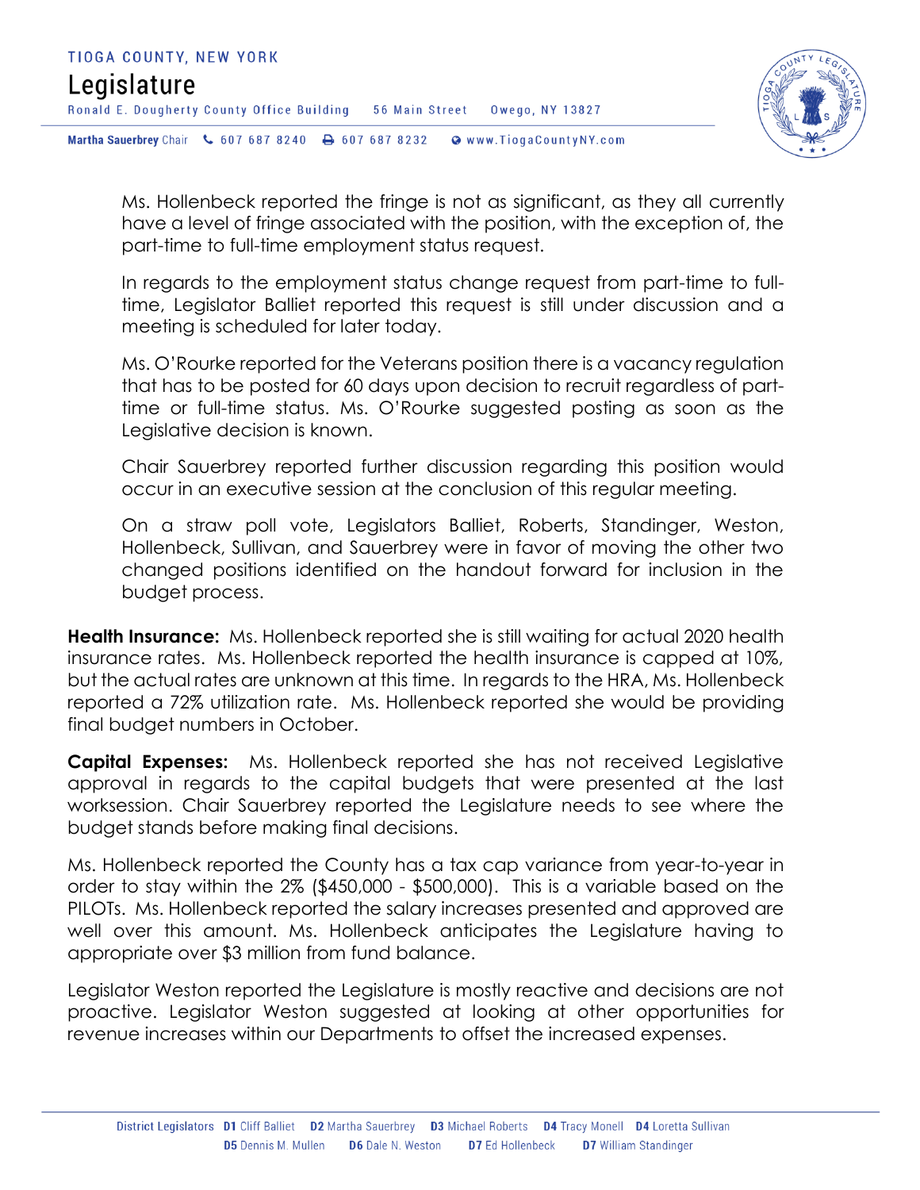Ms. Hollenbeck reported the fringe is not as significant, as they all currently have a level of fringe associated with the position, with the exception of, the part-time to full-time employment status request.

In regards to the employment status change request from part-time to full-time, Legislator Balliet reported this request is still under discussion and a meeting is scheduled for later today.

Ms. O'Rourke reported for the Veterans position there is a vacancy regulation that has to be posted for 60 days upon decision to recruit regardless of part-time or full-time status. Ms. O'Rourke suggested posting as soon as the Legislative decision is known.

Chair Sauerbrey reported further discussion regarding this position would occur in an executive session at the conclusion of this regular meeting.

On a straw poll vote, Legislators Balliet, Roberts, Standinger, Weston, Hollenbeck, Sullivan, and Sauerbrey were in favor of moving the other two changed positions identified on the handout forward for inclusion in the budget process.

**Health Insurance:** Ms. Hollenbeck reported she is still waiting for actual 2020 health insurance rates. Ms. Hollenbeck reported the health insurance is capped at 10%, but the actual rates are unknown at this time. In regards to the HRA, Ms. Hollenbeck reported a 72% utilization rate. Ms. Hollenbeck reported she would be providing final budget numbers in October.

**Capital Expenses:** Ms. Hollenbeck reported she has not received Legislative approval in regards to the capital budgets that were presented at the last worksession. Chair Sauerbrey reported the Legislature needs to see where the budget stands before making final decisions.

Ms. Hollenbeck reported the County has a tax cap variance from year-to-year in order to stay within the 2% ($450,000 - $500,000). This is a variable based on the PILOTs. Ms. Hollenbeck reported the salary increases presented and approved are well over this amount. Ms. Hollenbeck anticipates the Legislature having to appropriate over $3 million from fund balance.

Legislator Weston reported the Legislature is mostly reactive and decisions are not proactive. Legislator Weston suggested at looking at other opportunities for revenue increases within our Departments to offset the increased expenses.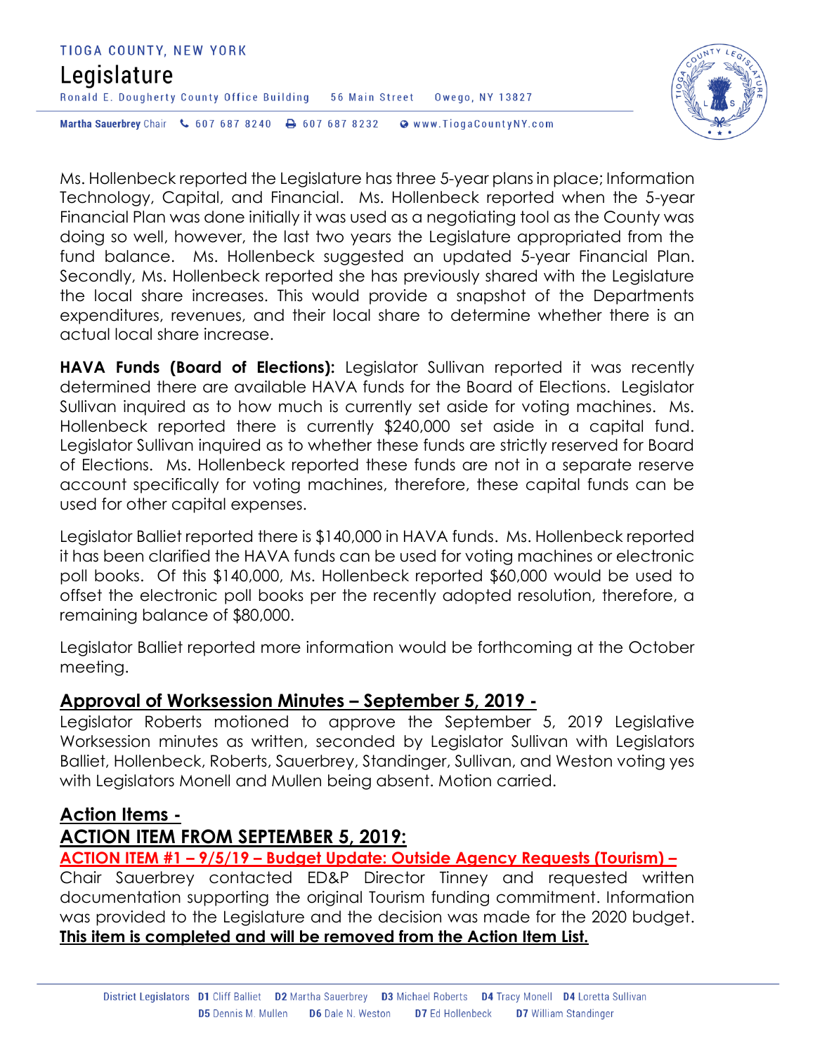Ms. Hollenbeck reported the Legislature has three 5-year plans in place; Information Technology, Capital, and Financial. Ms. Hollenbeck reported when the 5-year Financial Plan was done initially it was used as a negotiating tool as the County was doing so well, however, the last two years the Legislature appropriated from the fund balance. Ms. Hollenbeck suggested an updated 5-year Financial Plan. Secondly, Ms. Hollenbeck reported she has previously shared with the Legislature the local share increases. This would provide a snapshot of the Departments expenditures, revenues, and their local share to determine whether there is an actual local share increase.

**HAVA Funds (Board of Elections):** Legislator Sullivan reported it was recently determined there are available HAVA funds for the Board of Elections. Legislator Sullivan inquired as to how much is currently set aside for voting machines. Ms. Hollenbeck reported there is currently $240,000 set aside in a capital fund. Legislator Sullivan inquired as to whether these funds are strictly reserved for Board of Elections. Ms. Hollenbeck reported these funds are not in a separate reserve account specifically for voting machines, therefore, these capital funds can be used for other capital expenses.

Legislator Balliet reported there is $140,000 in HAVA funds. Ms. Hollenbeck reported it has been clarified the HAVA funds can be used for voting machines or electronic poll books. Of this $140,000, Ms. Hollenbeck reported $60,000 would be used to offset the electronic poll books per the recently adopted resolution, therefore, a remaining balance of $80,000.

Legislator Balliet reported more information would be forthcoming at the October meeting.

## Approval of Worksession Minutes – September 5, 2019 -

Legislator Roberts motioned to approve the September 5, 2019 Legislative Worksession minutes as written, seconded by Legislator Sullivan with Legislators Balliet, Hollenbeck, Roberts, Sauerbrey, Standinger, Sullivan, and Weston voting yes with Legislators Monell and Mullen being absent. Motion carried.

## Action Items -

## ACTION ITEM FROM SEPTEMBER 5, 2019:

**ACTION ITEM #1 – 9/5/19 – Budget Update: Outside Agency Requests (Tourism) –**

Chair Sauerbrey contacted ED&P Director Tinney and requested written documentation supporting the original Tourism funding commitment. Information was provided to the Legislature and the decision was made for the 2020 budget.

**This item is completed and will be removed from the Action Item List.**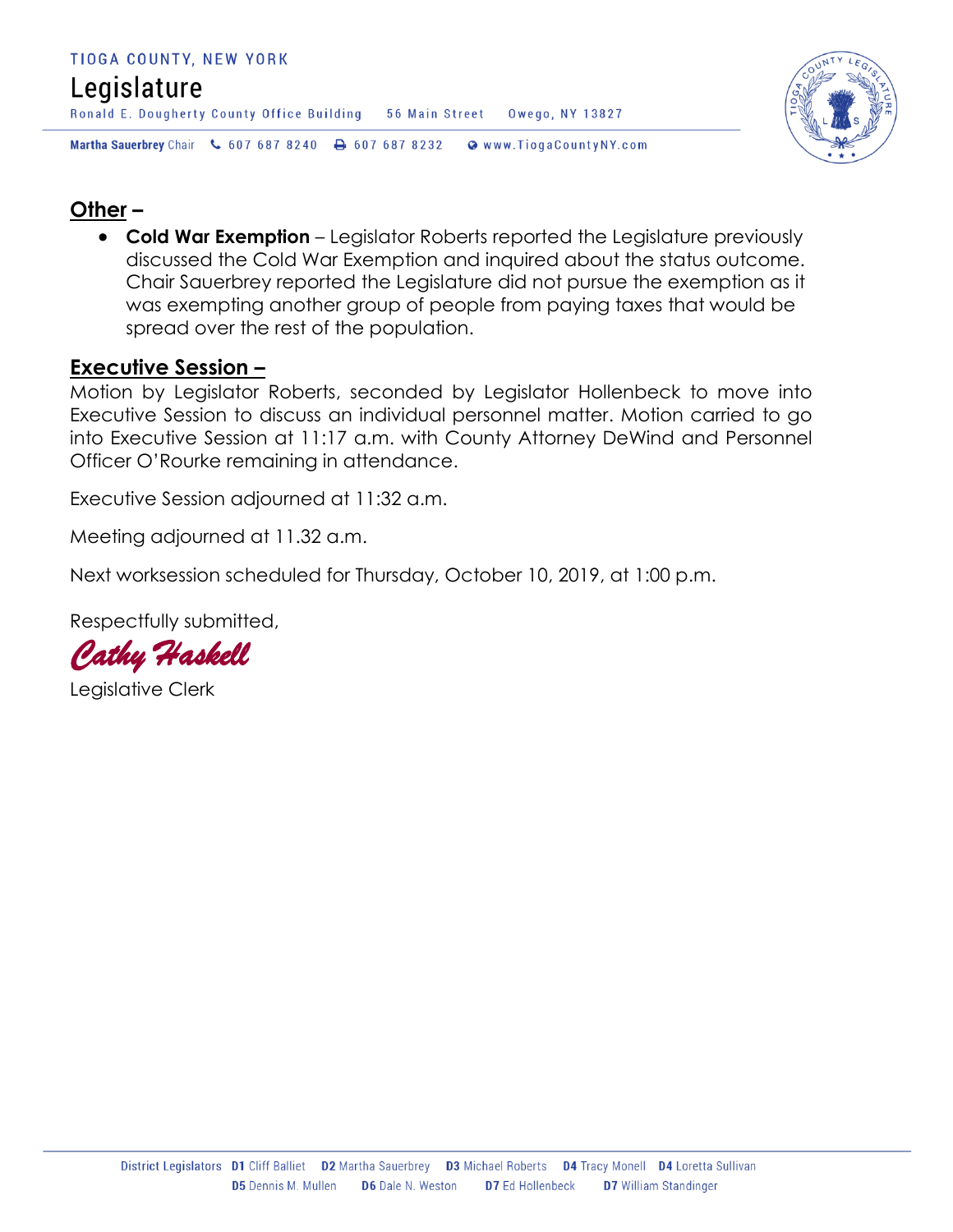## Other –

- **Cold War Exemption** – Legislator Roberts reported the Legislature previously discussed the Cold War Exemption and inquired about the status outcome. Chair Sauerbrey reported the Legislature did not pursue the exemption as it was exempting another group of people from paying taxes that would be spread over the rest of the population.

## Executive Session –

Motion by Legislator Roberts, seconded by Legislator Hollenbeck to move into Executive Session to discuss an individual personnel matter. Motion carried to go into Executive Session at 11:17 a.m. with County Attorney DeWind and Personnel Officer O'Rourke remaining in attendance.

Executive Session adjourned at 11:32 a.m.

Meeting adjourned at 11.32 a.m.

Next worksession scheduled for Thursday, October 10, 2019, at 1:00 p.m.

Respectfully submitted,

*Cathy Haskell*

Legislative Clerk